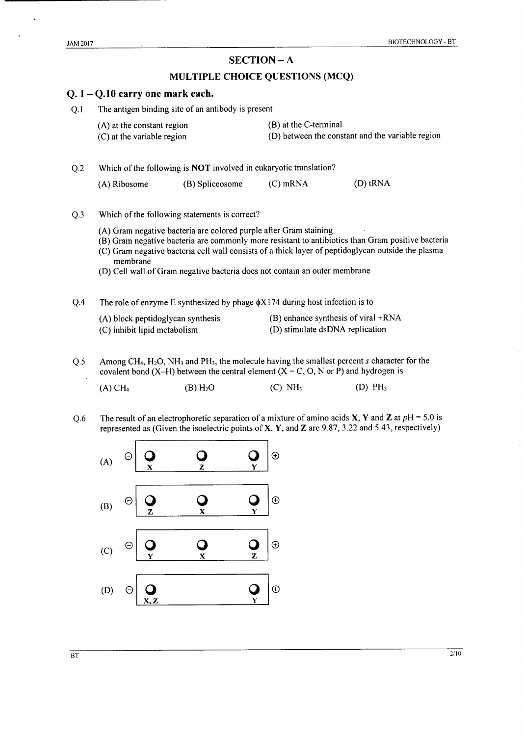## SECTION – A

### MULTIPLE CHOICE QUESTIONS (MCQ)

## Q. 1 – Q.10 carry one mark each.

Q.1 The antigen binding site of an antibody is present

(A) at the constant region
(B) at the C-terminal
(C) at the variable region
(D) between the constant and the variable region

Q.2 Which of the following is **NOT** involved in eukaryotic translation?

(A) Ribosome
(B) Spliceosome
(C) mRNA
(D) tRNA

Q.3 Which of the following statements is correct?

(A) Gram negative bacteria are colored purple after Gram staining
(B) Gram negative bacteria are commonly more resistant to antibiotics than Gram positive bacteria
(C) Gram negative bacteria cell wall consists of a thick layer of peptidoglycan outside the plasma membrane
(D) Cell wall of Gram negative bacteria does not contain an outer membrane

Q.4 The role of enzyme E synthesized by phage $\phi$X174 during host infection is to

(A) block peptidoglycan synthesis
(B) enhance synthesis of viral +RNA
(C) inhibit lipid metabolism
(D) stimulate dsDNA replication

Q.5 Among $CH_4$, $H_2O$, $NH_3$ and $PH_3$, the molecule having the smallest percent *s* character for the covalent bond (X–H) between the central element (X = C, O, N or P) and hydrogen is

(A) $CH_4$
(B) $H_2O$
(C) $NH_3$
(D) $PH_3$

Q.6 The result of an electrophoretic separation of a mixture of amino acids **X**, **Y** and **Z** at *p*H = 5.0 is represented as (Given the isoelectric points of **X**, **Y**, and **Z** are 9.87, 3.22 and 5.43, respectively)

(A) ⊖ | X  Z  Y | ⊕

(B) ⊖ | Z  X  Y | ⊕

(C) ⊖ | Y  X  Z | ⊕

(D) ⊖ | X, Z  Y | ⊕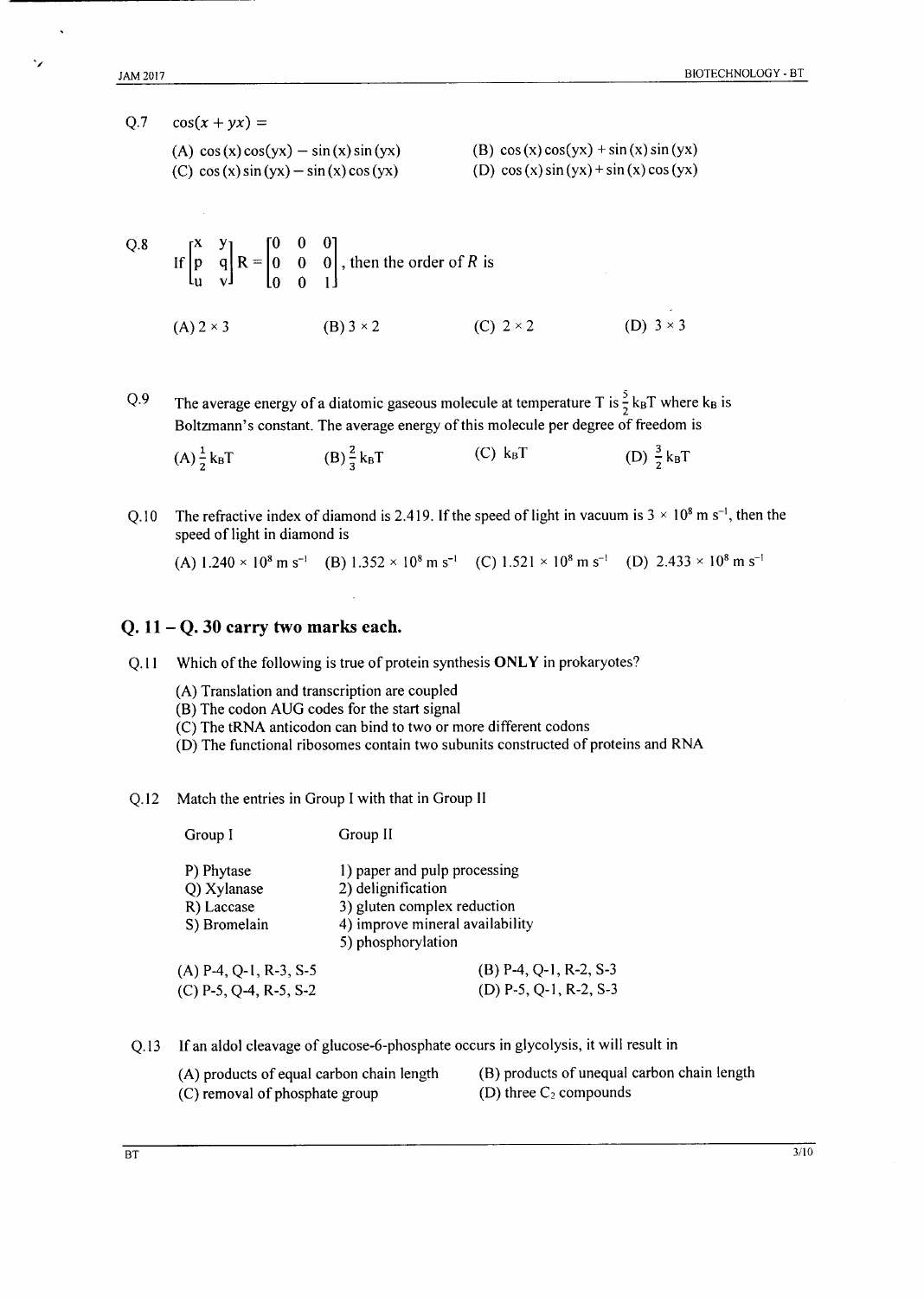Q.7 $\cos(x + yx) =$

(A) $\cos(x)\cos(yx) - \sin(x)\sin(yx)$
(B) $\cos(x)\cos(yx) + \sin(x)\sin(yx)$
(C) $\cos(x)\sin(yx) - \sin(x)\cos(yx)$
(D) $\cos(x)\sin(yx) + \sin(x)\cos(yx)$

Q.8 If $\begin{bmatrix} x & y \\ p & q \\ u & v \end{bmatrix} R = \begin{bmatrix} 0 & 0 & 0 \\ 0 & 0 & 0 \\ 0 & 0 & 1 \end{bmatrix}$, then the order of $R$ is

(A) $2 \times 3$
(B) $3 \times 2$
(C) $2 \times 2$
(D) $3 \times 3$

Q.9 The average energy of a diatomic gaseous molecule at temperature T is $\frac{5}{2} k_B T$ where $k_B$ is Boltzmann's constant. The average energy of this molecule per degree of freedom is

(A) $\frac{1}{2} k_B T$
(B) $\frac{2}{3} k_B T$
(C) $k_B T$
(D) $\frac{3}{2} k_B T$

Q.10 The refractive index of diamond is 2.419. If the speed of light in vacuum is $3 \times 10^8$ m s$^{-1}$, then the speed of light in diamond is

(A) $1.240 \times 10^8$ m s$^{-1}$
(B) $1.352 \times 10^8$ m s$^{-1}$
(C) $1.521 \times 10^8$ m s$^{-1}$
(D) $2.433 \times 10^8$ m s$^{-1}$

## Q. 11 – Q. 30 carry two marks each.

Q.11 Which of the following is true of protein synthesis **ONLY** in prokaryotes?

(A) Translation and transcription are coupled
(B) The codon AUG codes for the start signal
(C) The tRNA anticodon can bind to two or more different codons
(D) The functional ribosomes contain two subunits constructed of proteins and RNA

Q.12 Match the entries in Group I with that in Group II

| Group I | Group II |
|---|---|
| P) Phytase | 1) paper and pulp processing |
| Q) Xylanase | 2) delignification |
| R) Laccase | 3) gluten complex reduction |
| S) Bromelain | 4) improve mineral availability |
| | 5) phosphorylation |

(A) P-4, Q-1, R-3, S-5
(B) P-4, Q-1, R-2, S-3
(C) P-5, Q-4, R-5, S-2
(D) P-5, Q-1, R-2, S-3

Q.13 If an aldol cleavage of glucose-6-phosphate occurs in glycolysis, it will result in

(A) products of equal carbon chain length
(B) products of unequal carbon chain length
(C) removal of phosphate group
(D) three $C_2$ compounds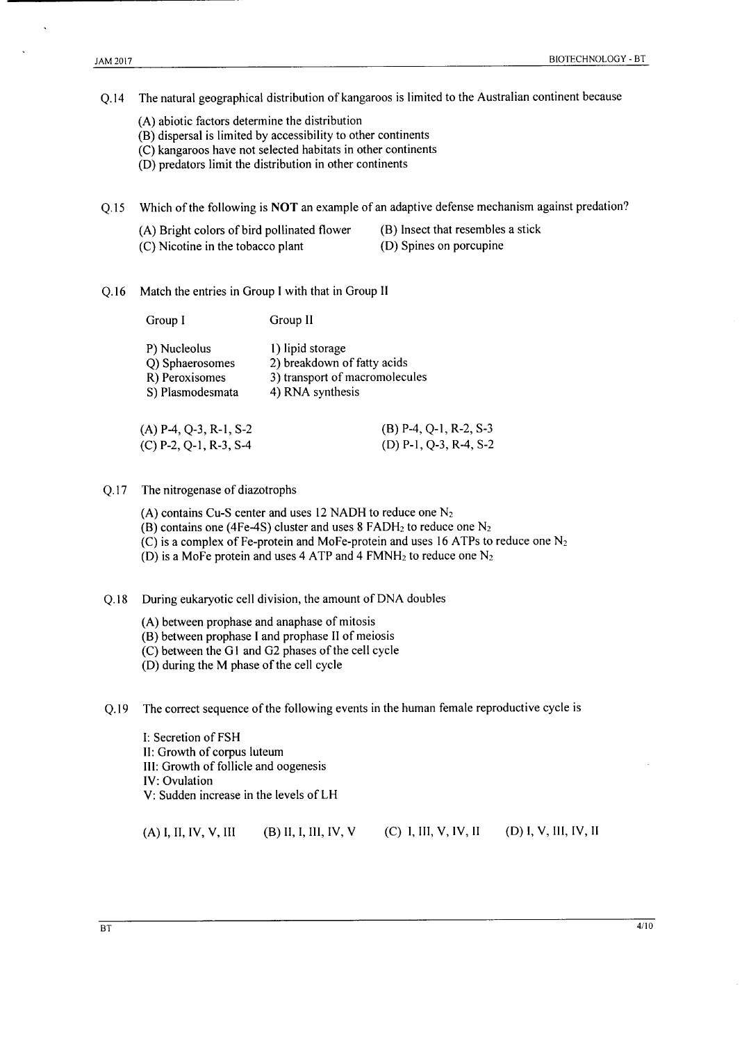Q.14 The natural geographical distribution of kangaroos is limited to the Australian continent because

(A) abiotic factors determine the distribution
(B) dispersal is limited by accessibility to other continents
(C) kangaroos have not selected habitats in other continents
(D) predators limit the distribution in other continents

Q.15 Which of the following is **NOT** an example of an adaptive defense mechanism against predation?

(A) Bright colors of bird pollinated flower
(B) Insect that resembles a stick
(C) Nicotine in the tobacco plant
(D) Spines on porcupine

Q.16 Match the entries in Group I with that in Group II

| Group I | Group II |
|---|---|
| P) Nucleolus | 1) lipid storage |
| Q) Sphaerosomes | 2) breakdown of fatty acids |
| R) Peroxisomes | 3) transport of macromolecules |
| S) Plasmodesmata | 4) RNA synthesis |

(A) P-4, Q-3, R-1, S-2
(B) P-4, Q-1, R-2, S-3
(C) P-2, Q-1, R-3, S-4
(D) P-1, Q-3, R-4, S-2

Q.17 The nitrogenase of diazotrophs

(A) contains Cu-S center and uses 12 NADH to reduce one $N_2$
(B) contains one (4Fe-4S) cluster and uses 8 $FADH_2$ to reduce one $N_2$
(C) is a complex of Fe-protein and MoFe-protein and uses 16 ATPs to reduce one $N_2$
(D) is a MoFe protein and uses 4 ATP and 4 $FMNH_2$ to reduce one $N_2$

Q.18 During eukaryotic cell division, the amount of DNA doubles

(A) between prophase and anaphase of mitosis
(B) between prophase I and prophase II of meiosis
(C) between the G1 and G2 phases of the cell cycle
(D) during the M phase of the cell cycle

Q.19 The correct sequence of the following events in the human female reproductive cycle is

I: Secretion of FSH
II: Growth of corpus luteum
III: Growth of follicle and oogenesis
IV: Ovulation
V: Sudden increase in the levels of LH

(A) I, II, IV, V, III
(B) II, I, III, IV, V
(C) I, III, V, IV, II
(D) I, V, III, IV, II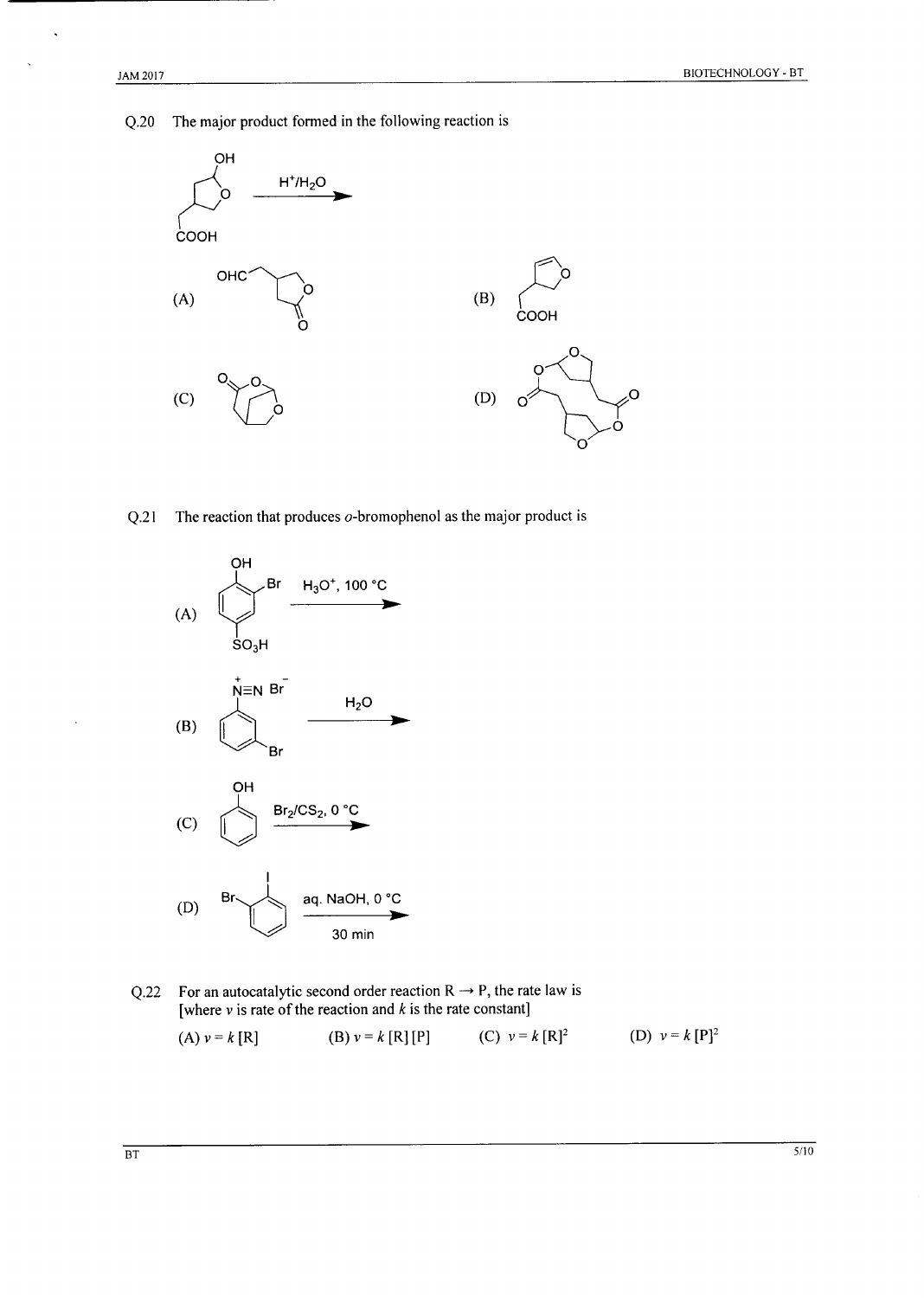Q.20 The major product formed in the following reaction is

$\xrightarrow{H^+/H_2O}$

(A)

(B)

(C)

(D)

Q.21 The reaction that produces *o*-bromophenol as the major product is

(A) $\xrightarrow{H_3O^+,\ 100\ °C}$

(B) $\xrightarrow{H_2O}$

(C) $\xrightarrow{Br_2/CS_2,\ 0\ °C}$

(D) $\xrightarrow[30\ min]{aq.\ NaOH,\ 0\ °C}$

Q.22 For an autocatalytic second order reaction R → P, the rate law is
[where $v$ is rate of the reaction and $k$ is the rate constant]

(A) $v = k\,[R]$ (B) $v = k\,[R]\,[P]$ (C) $v = k\,[R]^2$ (D) $v = k\,[P]^2$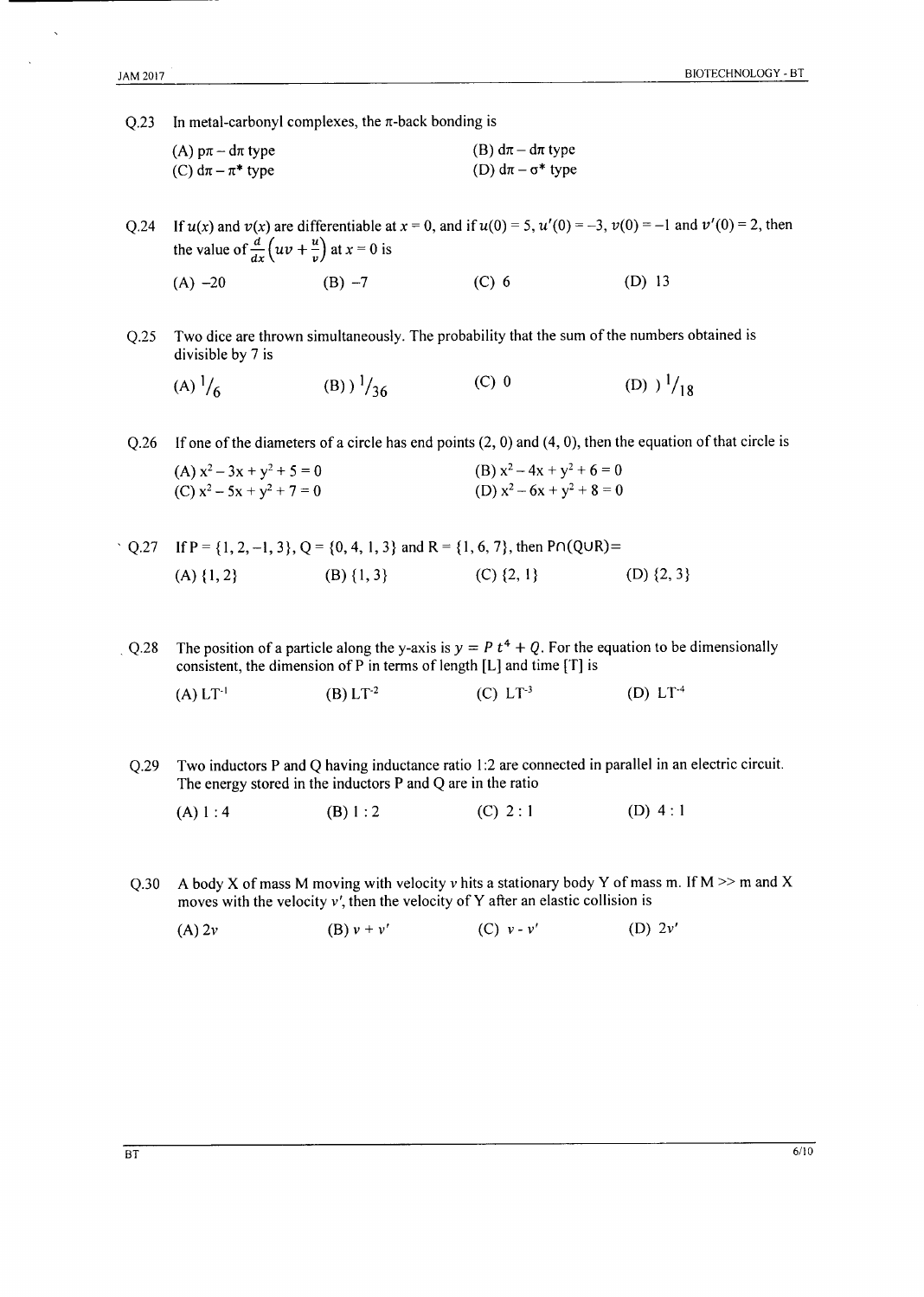Q.23 In metal-carbonyl complexes, the $\pi$-back bonding is

(A) $p\pi - d\pi$ type (B) $d\pi - d\pi$ type
(C) $d\pi - \pi^*$ type (D) $d\pi - \sigma^*$ type

Q.24 If $u(x)$ and $v(x)$ are differentiable at $x = 0$, and if $u(0) = 5$, $u'(0) = -3$, $v(0) = -1$ and $v'(0) = 2$, then the value of $\frac{d}{dx}\left(uv + \frac{u}{v}\right)$ at $x = 0$ is

(A) $-20$ (B) $-7$ (C) 6 (D) 13

Q.25 Two dice are thrown simultaneously. The probability that the sum of the numbers obtained is divisible by 7 is

(A) $^1/_6$ (B)) $^1/_{36}$ (C) 0 (D) ) $^1/_{18}$

Q.26 If one of the diameters of a circle has end points (2, 0) and (4, 0), then the equation of that circle is

(A) $x^2 - 3x + y^2 + 5 = 0$ (B) $x^2 - 4x + y^2 + 6 = 0$
(C) $x^2 - 5x + y^2 + 7 = 0$ (D) $x^2 - 6x + y^2 + 8 = 0$

Q.27 If P = {1, 2, −1, 3}, Q = {0, 4, 1, 3} and R = {1, 6, 7}, then $P \cap (Q \cup R) =$

(A) {1, 2} (B) {1, 3} (C) {2, 1} (D) {2, 3}

Q.28 The position of a particle along the y-axis is $y = P\,t^4 + Q$. For the equation to be dimensionally consistent, the dimension of P in terms of length [L] and time [T] is

(A) $LT^{-1}$ (B) $LT^{-2}$ (C) $LT^{-3}$ (D) $LT^{-4}$

Q.29 Two inductors P and Q having inductance ratio 1:2 are connected in parallel in an electric circuit. The energy stored in the inductors P and Q are in the ratio

(A) 1 : 4 (B) 1 : 2 (C) 2 : 1 (D) 4 : 1

Q.30 A body X of mass M moving with velocity $v$ hits a stationary body Y of mass m. If M >> m and X moves with the velocity $v'$, then the velocity of Y after an elastic collision is

(A) $2v$ (B) $v + v'$ (C) $v - v'$ (D) $2v'$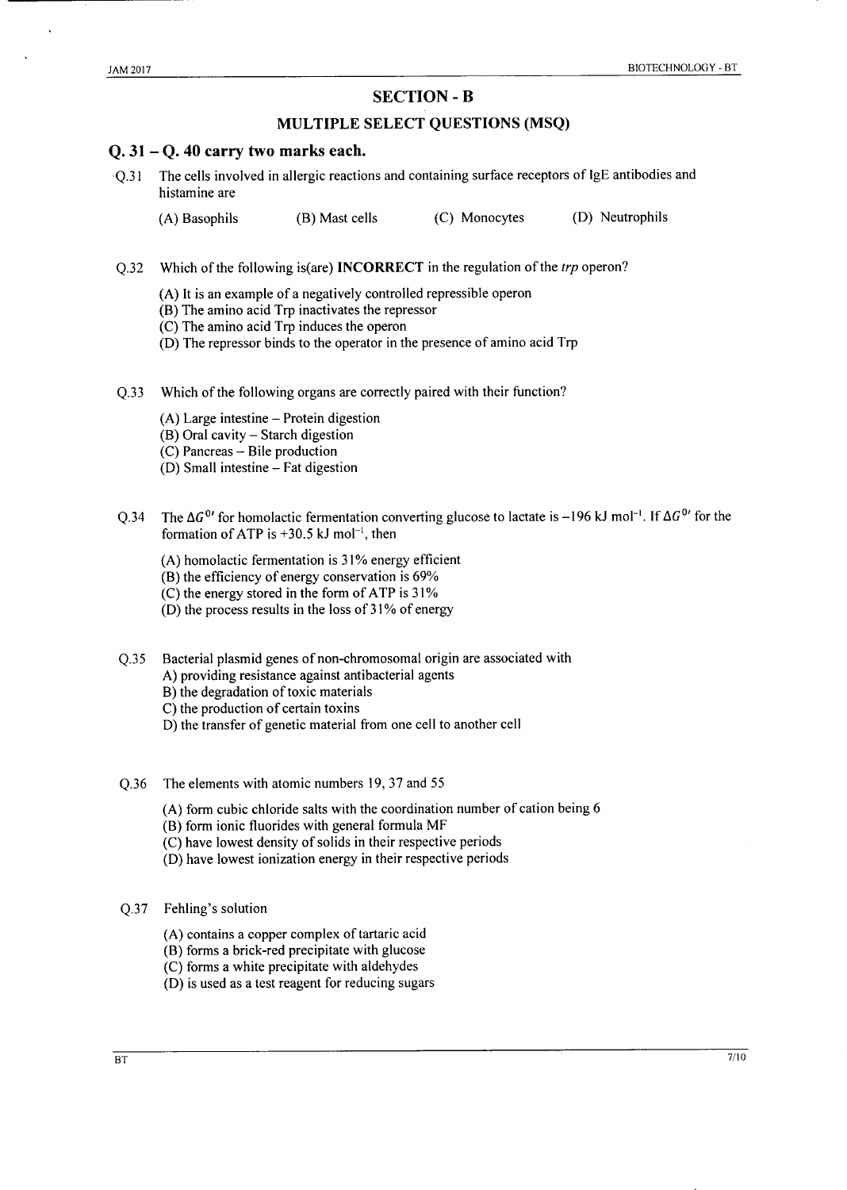## SECTION - B

### MULTIPLE SELECT QUESTIONS (MSQ)

## Q. 31 – Q. 40 carry two marks each.

Q.31 The cells involved in allergic reactions and containing surface receptors of IgE antibodies and histamine are

(A) Basophils (B) Mast cells (C) Monocytes (D) Neutrophils

Q.32 Which of the following is(are) **INCORRECT** in the regulation of the *trp* operon?

(A) It is an example of a negatively controlled repressible operon
(B) The amino acid Trp inactivates the repressor
(C) The amino acid Trp induces the operon
(D) The repressor binds to the operator in the presence of amino acid Trp

Q.33 Which of the following organs are correctly paired with their function?

(A) Large intestine – Protein digestion
(B) Oral cavity – Starch digestion
(C) Pancreas – Bile production
(D) Small intestine – Fat digestion

Q.34 The $\Delta G^{0\prime}$ for homolactic fermentation converting glucose to lactate is $-196$ kJ mol$^{-1}$. If $\Delta G^{0\prime}$ for the formation of ATP is $+30.5$ kJ mol$^{-1}$, then

(A) homolactic fermentation is 31% energy efficient
(B) the efficiency of energy conservation is 69%
(C) the energy stored in the form of ATP is 31%
(D) the process results in the loss of 31% of energy

Q.35 Bacterial plasmid genes of non-chromosomal origin are associated with

A) providing resistance against antibacterial agents
B) the degradation of toxic materials
C) the production of certain toxins
D) the transfer of genetic material from one cell to another cell

Q.36 The elements with atomic numbers 19, 37 and 55

(A) form cubic chloride salts with the coordination number of cation being 6
(B) form ionic fluorides with general formula MF
(C) have lowest density of solids in their respective periods
(D) have lowest ionization energy in their respective periods

Q.37 Fehling's solution

(A) contains a copper complex of tartaric acid
(B) forms a brick-red precipitate with glucose
(C) forms a white precipitate with aldehydes
(D) is used as a test reagent for reducing sugars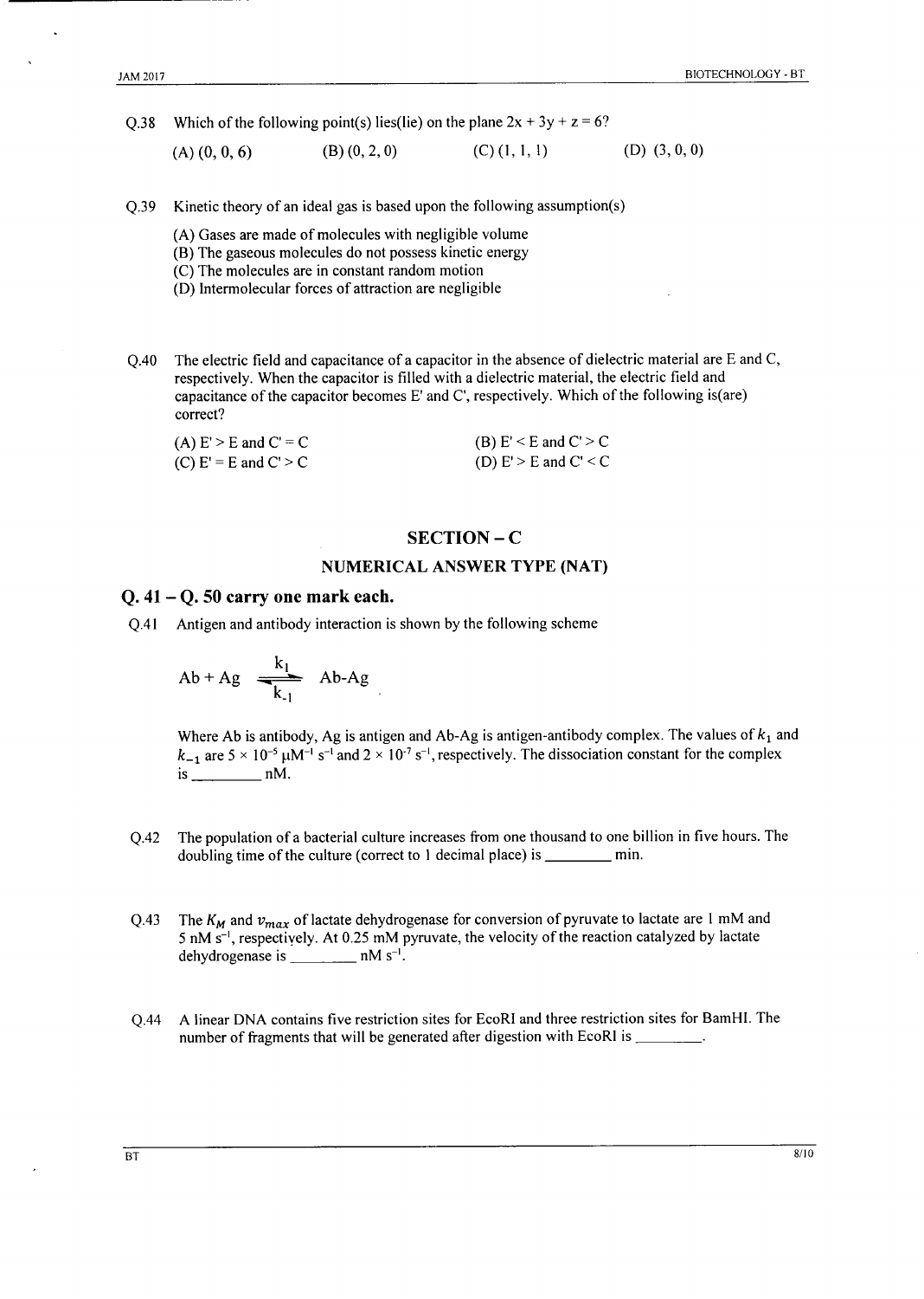Q.38 Which of the following point(s) lies(lie) on the plane $2x + 3y + z = 6$?

(A) (0, 0, 6) (B) (0, 2, 0) (C) (1, 1, 1) (D) (3, 0, 0)

Q.39 Kinetic theory of an ideal gas is based upon the following assumption(s)

(A) Gases are made of molecules with negligible volume
(B) The gaseous molecules do not possess kinetic energy
(C) The molecules are in constant random motion
(D) Intermolecular forces of attraction are negligible

Q.40 The electric field and capacitance of a capacitor in the absence of dielectric material are E and C, respectively. When the capacitor is filled with a dielectric material, the electric field and capacitance of the capacitor becomes E' and C', respectively. Which of the following is(are) correct?

(A) E' > E and C' = C
(B) E' < E and C' > C
(C) E' = E and C' > C
(D) E' > E and C' < C

## SECTION – C

### NUMERICAL ANSWER TYPE (NAT)

### Q. 41 – Q. 50 carry one mark each.

Q.41 Antigen and antibody interaction is shown by the following scheme

$$\text{Ab} + \text{Ag} \underset{k_{-1}}{\overset{k_1}{\rightleftharpoons}} \text{Ab-Ag}$$

Where Ab is antibody, Ag is antigen and Ab-Ag is antigen-antibody complex. The values of $k_1$ and $k_{-1}$ are $5 \times 10^{-5}$ $\mu M^{-1}$ $s^{-1}$ and $2 \times 10^{-7}$ $s^{-1}$, respectively. The dissociation constant for the complex is ________ nM.

Q.42 The population of a bacterial culture increases from one thousand to one billion in five hours. The doubling time of the culture (correct to 1 decimal place) is ________ min.

Q.43 The $K_M$ and $v_{max}$ of lactate dehydrogenase for conversion of pyruvate to lactate are 1 mM and 5 nM $s^{-1}$, respectively. At 0.25 mM pyruvate, the velocity of the reaction catalyzed by lactate dehydrogenase is ________ nM $s^{-1}$.

Q.44 A linear DNA contains five restriction sites for EcoRI and three restriction sites for BamHI. The number of fragments that will be generated after digestion with EcoRI is ________.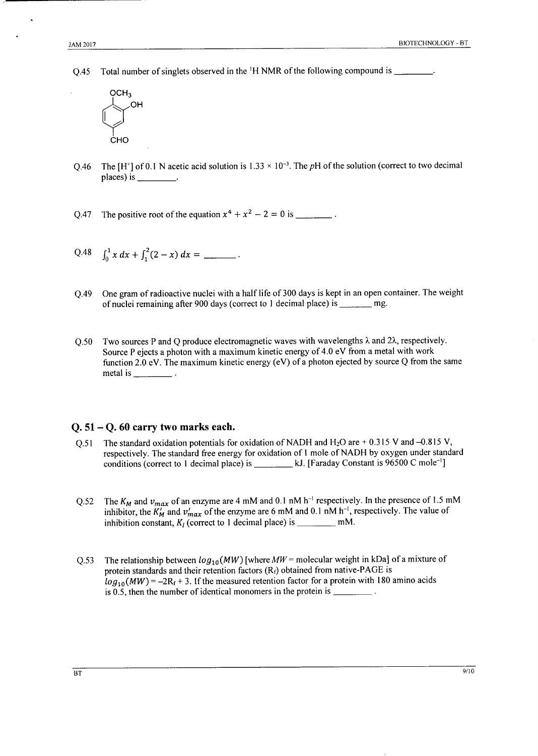Q.45 Total number of singlets observed in the $^1$H NMR of the following compound is ________.

$OCH_3$, OH, CHO

Q.46 The [H$^+$] of 0.1 N acetic acid solution is $1.33 \times 10^{-3}$. The $p$H of the solution (correct to two decimal places) is ________.

Q.47 The positive root of the equation $x^4 + x^2 - 2 = 0$ is _______ .

Q.48 $\int_0^1 x\, dx + \int_1^2 (2 - x)\, dx =$ ______ .

Q.49 One gram of radioactive nuclei with a half life of 300 days is kept in an open container. The weight of nuclei remaining after 900 days (correct to 1 decimal place) is ______ mg.

Q.50 Two sources P and Q produce electromagnetic waves with wavelengths λ and 2λ, respectively. Source P ejects a photon with a maximum kinetic energy of 4.0 eV from a metal with work function 2.0 eV. The maximum kinetic energy (eV) of a photon ejected by source Q from the same metal is ________ .

## Q. 51 – Q. 60 carry two marks each.

Q.51 The standard oxidation potentials for oxidation of NADH and $H_2O$ are + 0.315 V and –0.815 V, respectively. The standard free energy for oxidation of 1 mole of NADH by oxygen under standard conditions (correct to 1 decimal place) is ________ kJ. [Faraday Constant is 96500 C mole$^{-1}$]

Q.52 The $K_M$ and $v_{max}$ of an enzyme are 4 mM and 0.1 nM h$^{-1}$ respectively. In the presence of 1.5 mM inhibitor, the $K_M'$ and $v_{max}'$ of the enzyme are 6 mM and 0.1 nM h$^{-1}$, respectively. The value of inhibition constant, $K_I$ (correct to 1 decimal place) is ________ mM.

Q.53 The relationship between $log_{10}(MW)$ [where $MW$ = molecular weight in kDa] of a mixture of protein standards and their retention factors ($R_f$) obtained from native-PAGE is $log_{10}(MW) = -2R_f + 3$. If the measured retention factor for a protein with 180 amino acids is 0.5, then the number of identical monomers in the protein is ________ .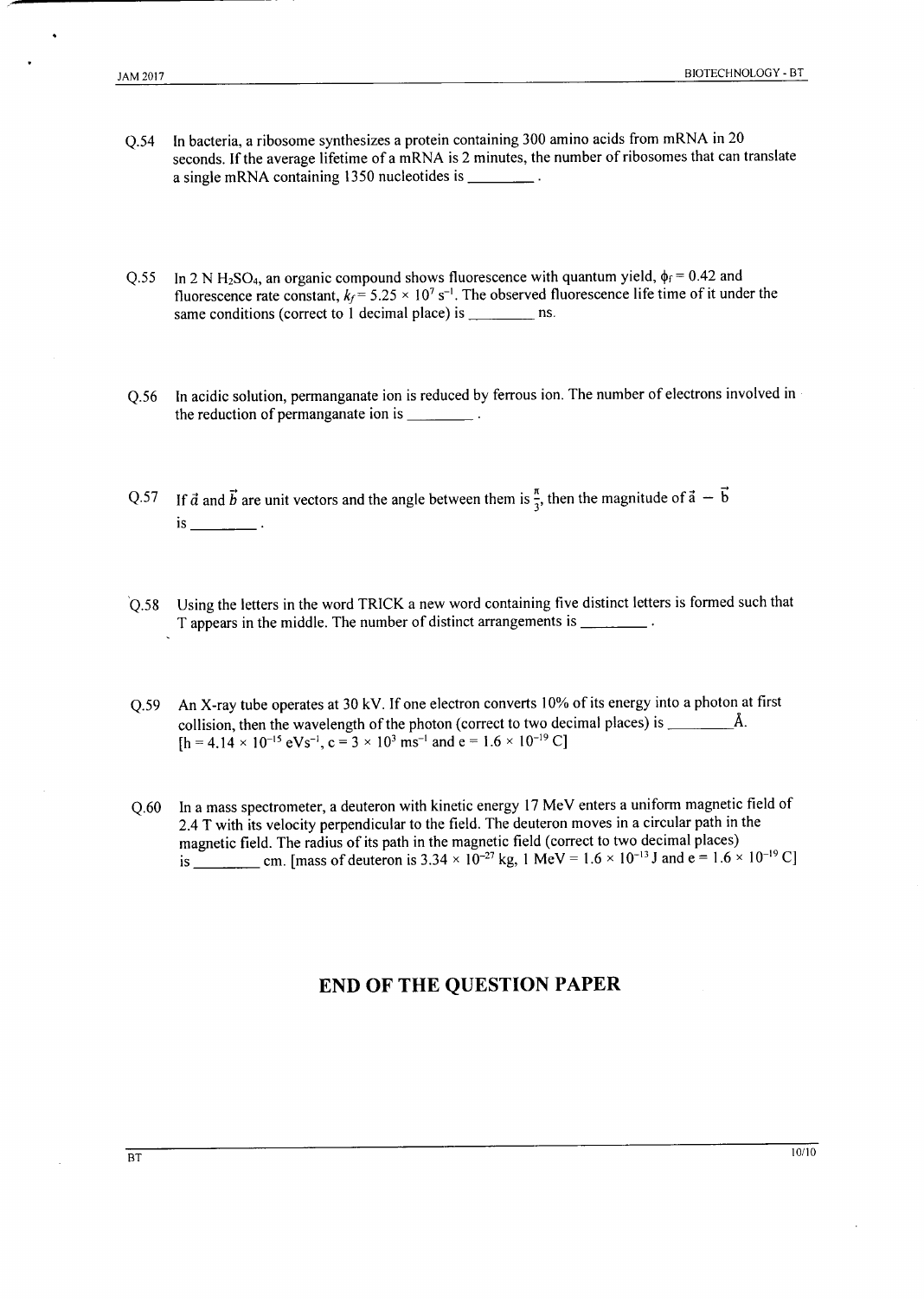Q.54 In bacteria, a ribosome synthesizes a protein containing 300 amino acids from mRNA in 20 seconds. If the average lifetime of a mRNA is 2 minutes, the number of ribosomes that can translate a single mRNA containing 1350 nucleotides is ________ .

Q.55 In 2 N $H_2SO_4$, an organic compound shows fluorescence with quantum yield, $\phi_f = 0.42$ and fluorescence rate constant, $k_f = 5.25 \times 10^7$ $s^{-1}$. The observed fluorescence life time of it under the same conditions (correct to 1 decimal place) is ________ ns.

Q.56 In acidic solution, permanganate ion is reduced by ferrous ion. The number of electrons involved in the reduction of permanganate ion is ________ .

Q.57 If $\vec{a}$ and $\vec{b}$ are unit vectors and the angle between them is $\frac{\pi}{3}$, then the magnitude of $\vec{a} - \vec{b}$ is ________ .

Q.58 Using the letters in the word TRICK a new word containing five distinct letters is formed such that T appears in the middle. The number of distinct arrangements is ________ .

Q.59 An X-ray tube operates at 30 kV. If one electron converts 10% of its energy into a photon at first collision, then the wavelength of the photon (correct to two decimal places) is ________ Å.
[$h = 4.14 \times 10^{-15}$ $eVs^{-1}$, $c = 3 \times 10^3$ $ms^{-1}$ and $e = 1.6 \times 10^{-19}$ C]

Q.60 In a mass spectrometer, a deuteron with kinetic energy 17 MeV enters a uniform magnetic field of 2.4 T with its velocity perpendicular to the field. The deuteron moves in a circular path in the magnetic field. The radius of its path in the magnetic field (correct to two decimal places) is ________ cm. [mass of deuteron is $3.34 \times 10^{-27}$ kg, 1 MeV = $1.6 \times 10^{-13}$ J and $e = 1.6 \times 10^{-19}$ C]

## END OF THE QUESTION PAPER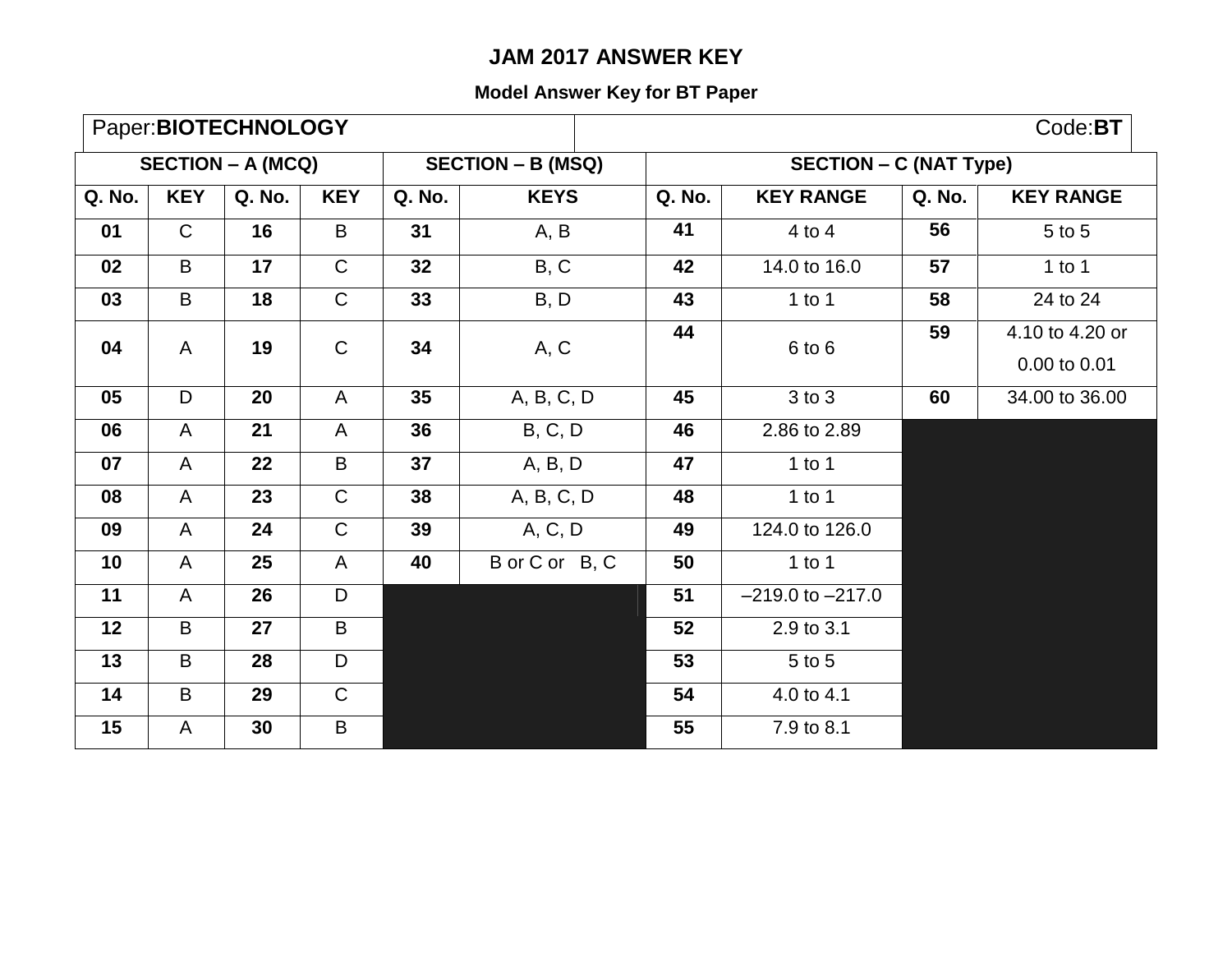# JAM 2017 ANSWER KEY

### Model Answer Key for BT Paper

| Paper:**BIOTECHNOLOGY** | Code:**BT** |
|---|---|

| SECTION – A (MCQ) | | | | SECTION – B (MSQ) | | SECTION – C (NAT Type) | | | |
|---|---|---|---|---|---|---|---|---|---|
| **Q. No.** | **KEY** | **Q. No.** | **KEY** | **Q. No.** | **KEYS** | **Q. No.** | **KEY RANGE** | **Q. No.** | **KEY RANGE** |
| **01** | C | **16** | B | **31** | A, B | **41** | 4 to 4 | **56** | 5 to 5 |
| **02** | B | **17** | C | **32** | B, C | **42** | 14.0 to 16.0 | **57** | 1 to 1 |
| **03** | B | **18** | C | **33** | B, D | **43** | 1 to 1 | **58** | 24 to 24 |
| **04** | A | **19** | C | **34** | A, C | **44** | 6 to 6 | **59** | 4.10 to 4.20 or 0.00 to 0.01 |
| **05** | D | **20** | A | **35** | A, B, C, D | **45** | 3 to 3 | **60** | 34.00 to 36.00 |
| **06** | A | **21** | A | **36** | B, C, D | **46** | 2.86 to 2.89 | | |
| **07** | A | **22** | B | **37** | A, B, D | **47** | 1 to 1 | | |
| **08** | A | **23** | C | **38** | A, B, C, D | **48** | 1 to 1 | | |
| **09** | A | **24** | C | **39** | A, C, D | **49** | 124.0 to 126.0 | | |
| **10** | A | **25** | A | **40** | B or C or B, C | **50** | 1 to 1 | | |
| **11** | A | **26** | D | | | **51** | –219.0 to –217.0 | | |
| **12** | B | **27** | B | | | **52** | 2.9 to 3.1 | | |
| **13** | B | **28** | D | | | **53** | 5 to 5 | | |
| **14** | B | **29** | C | | | **54** | 4.0 to 4.1 | | |
| **15** | A | **30** | B | | | **55** | 7.9 to 8.1 | | |